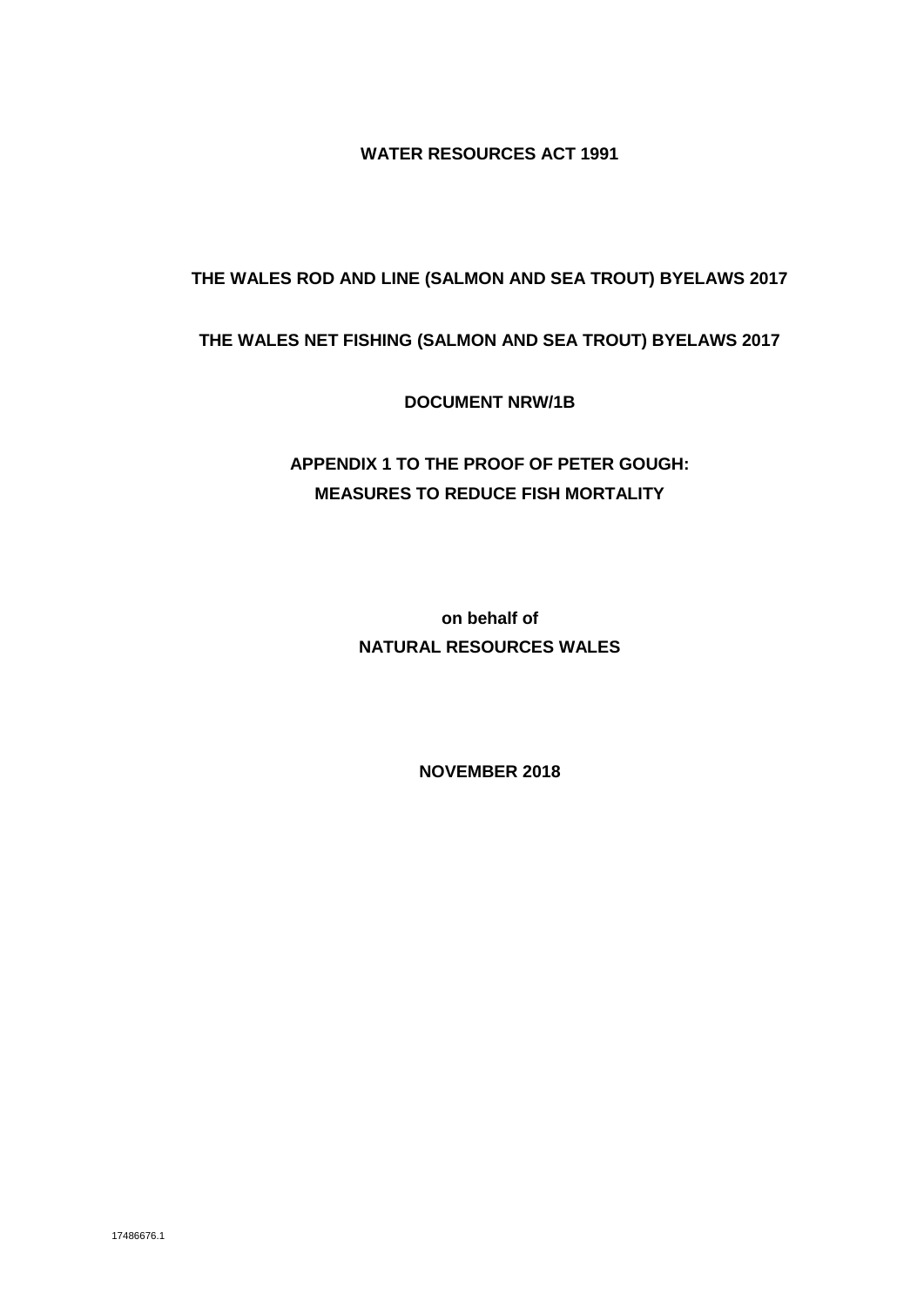**WATER RESOURCES ACT 1991**

**THE WALES ROD AND LINE (SALMON AND SEA TROUT) BYELAWS 2017**

**THE WALES NET FISHING (SALMON AND SEA TROUT) BYELAWS 2017**

**DOCUMENT NRW/1B**

**APPENDIX 1 TO THE PROOF OF PETER GOUGH:**
**MEASURES TO REDUCE FISH MORTALITY**

**on behalf of**
**NATURAL RESOURCES WALES**

**NOVEMBER 2018**

17486676.1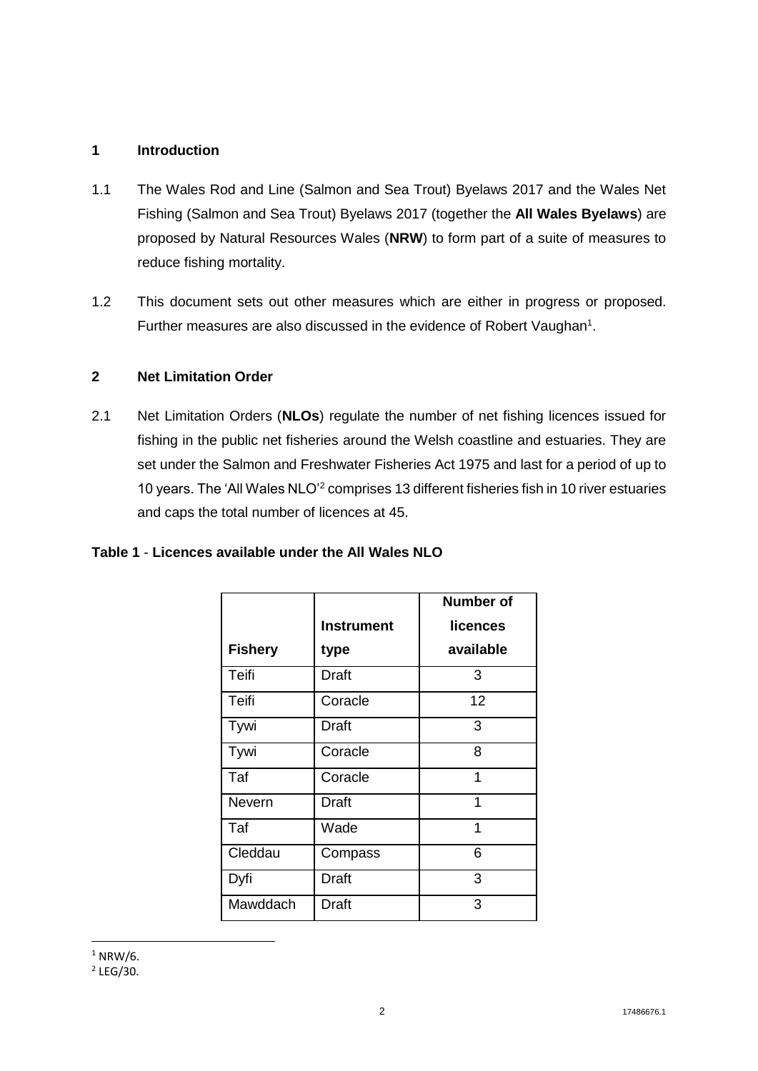## 1 Introduction

1.1 The Wales Rod and Line (Salmon and Sea Trout) Byelaws 2017 and the Wales Net Fishing (Salmon and Sea Trout) Byelaws 2017 (together the **All Wales Byelaws**) are proposed by Natural Resources Wales (**NRW**) to form part of a suite of measures to reduce fishing mortality.

1.2 This document sets out other measures which are either in progress or proposed. Further measures are also discussed in the evidence of Robert Vaughan[1].

## 2 Net Limitation Order

2.1 Net Limitation Orders (**NLOs**) regulate the number of net fishing licences issued for fishing in the public net fisheries around the Welsh coastline and estuaries. They are set under the Salmon and Freshwater Fisheries Act 1975 and last for a period of up to 10 years. The 'All Wales NLO'[2] comprises 13 different fisheries fish in 10 river estuaries and caps the total number of licences at 45.

**Table 1** - **Licences available under the All Wales NLO**

| Fishery | Instrument type | Number of licences available |
|---|---|---|
| Teifi | Draft | 3 |
| Teifi | Coracle | 12 |
| Tywi | Draft | 3 |
| Tywi | Coracle | 8 |
| Taf | Coracle | 1 |
| Nevern | Draft | 1 |
| Taf | Wade | 1 |
| Cleddau | Compass | 6 |
| Dyfi | Draft | 3 |
| Mawddach | Draft | 3 |

[1] NRW/6.
[2] LEG/30.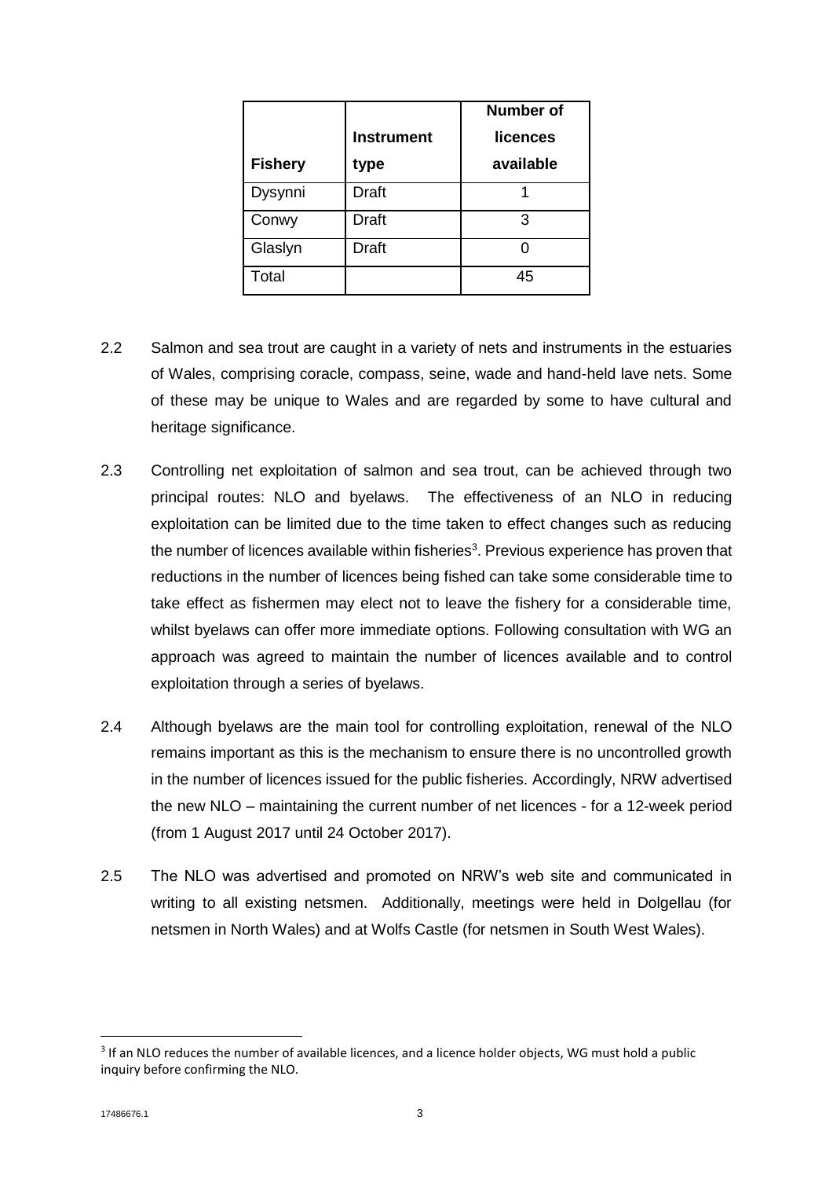| Fishery | Instrument type | Number of licences available |
|---|---|---|
| Dysynni | Draft | 1 |
| Conwy | Draft | 3 |
| Glaslyn | Draft | 0 |
| Total | | 45 |

2.2 Salmon and sea trout are caught in a variety of nets and instruments in the estuaries of Wales, comprising coracle, compass, seine, wade and hand-held lave nets. Some of these may be unique to Wales and are regarded by some to have cultural and heritage significance.

2.3 Controlling net exploitation of salmon and sea trout, can be achieved through two principal routes: NLO and byelaws. The effectiveness of an NLO in reducing exploitation can be limited due to the time taken to effect changes such as reducing the number of licences available within fisheries[3]. Previous experience has proven that reductions in the number of licences being fished can take some considerable time to take effect as fishermen may elect not to leave the fishery for a considerable time, whilst byelaws can offer more immediate options. Following consultation with WG an approach was agreed to maintain the number of licences available and to control exploitation through a series of byelaws.

2.4 Although byelaws are the main tool for controlling exploitation, renewal of the NLO remains important as this is the mechanism to ensure there is no uncontrolled growth in the number of licences issued for the public fisheries. Accordingly, NRW advertised the new NLO – maintaining the current number of net licences - for a 12-week period (from 1 August 2017 until 24 October 2017).

2.5 The NLO was advertised and promoted on NRW's web site and communicated in writing to all existing netsmen. Additionally, meetings were held in Dolgellau (for netsmen in North Wales) and at Wolfs Castle (for netsmen in South West Wales).

[3] If an NLO reduces the number of available licences, and a licence holder objects, WG must hold a public inquiry before confirming the NLO.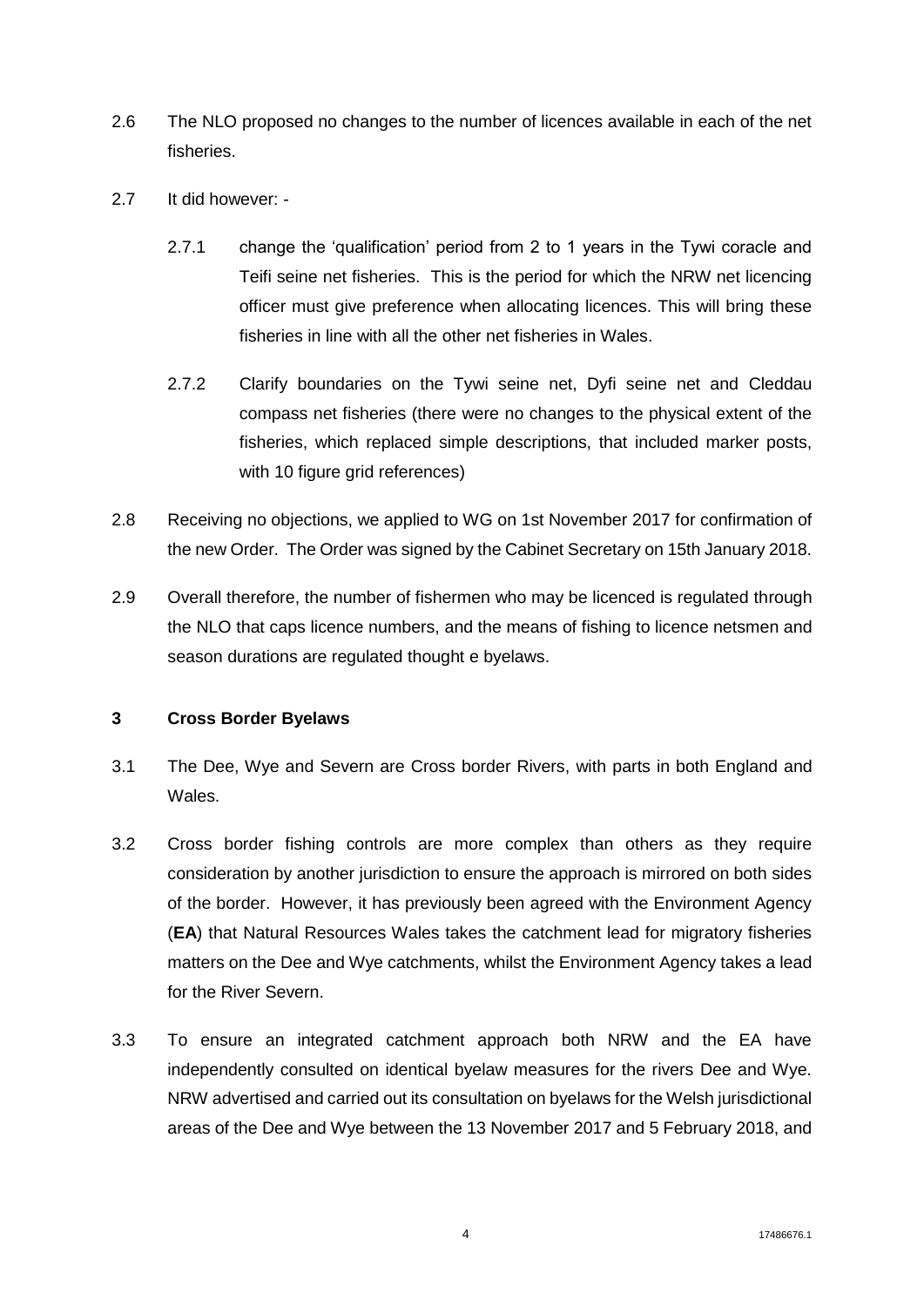2.6 The NLO proposed no changes to the number of licences available in each of the net fisheries.

2.7 It did however: -

2.7.1 change the 'qualification' period from 2 to 1 years in the Tywi coracle and Teifi seine net fisheries. This is the period for which the NRW net licencing officer must give preference when allocating licences. This will bring these fisheries in line with all the other net fisheries in Wales.

2.7.2 Clarify boundaries on the Tywi seine net, Dyfi seine net and Cleddau compass net fisheries (there were no changes to the physical extent of the fisheries, which replaced simple descriptions, that included marker posts, with 10 figure grid references)

2.8 Receiving no objections, we applied to WG on 1st November 2017 for confirmation of the new Order. The Order was signed by the Cabinet Secretary on 15th January 2018.

2.9 Overall therefore, the number of fishermen who may be licenced is regulated through the NLO that caps licence numbers, and the means of fishing to licence netsmen and season durations are regulated thought e byelaws.

## 3 Cross Border Byelaws

3.1 The Dee, Wye and Severn are Cross border Rivers, with parts in both England and Wales.

3.2 Cross border fishing controls are more complex than others as they require consideration by another jurisdiction to ensure the approach is mirrored on both sides of the border. However, it has previously been agreed with the Environment Agency (**EA**) that Natural Resources Wales takes the catchment lead for migratory fisheries matters on the Dee and Wye catchments, whilst the Environment Agency takes a lead for the River Severn.

3.3 To ensure an integrated catchment approach both NRW and the EA have independently consulted on identical byelaw measures for the rivers Dee and Wye. NRW advertised and carried out its consultation on byelaws for the Welsh jurisdictional areas of the Dee and Wye between the 13 November 2017 and 5 February 2018, and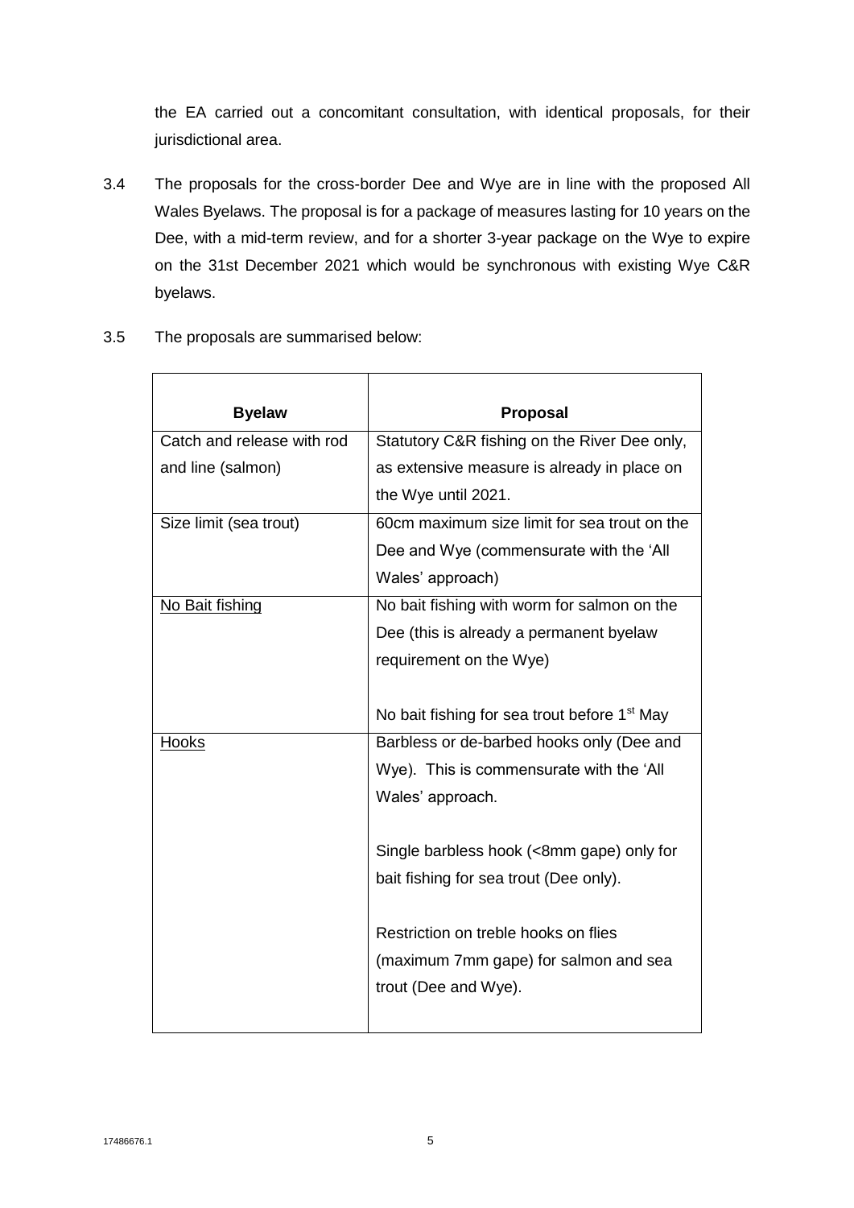the EA carried out a concomitant consultation, with identical proposals, for their jurisdictional area.

3.4 The proposals for the cross-border Dee and Wye are in line with the proposed All Wales Byelaws. The proposal is for a package of measures lasting for 10 years on the Dee, with a mid-term review, and for a shorter 3-year package on the Wye to expire on the 31st December 2021 which would be synchronous with existing Wye C&R byelaws.

3.5 The proposals are summarised below:

| **Byelaw** | **Proposal** |
|---|---|
| Catch and release with rod and line (salmon) | Statutory C&R fishing on the River Dee only, as extensive measure is already in place on the Wye until 2021. |
| Size limit (sea trout) | 60cm maximum size limit for sea trout on the Dee and Wye (commensurate with the 'All Wales' approach) |
| No Bait fishing | No bait fishing with worm for salmon on the Dee (this is already a permanent byelaw requirement on the Wye)<br><br>No bait fishing for sea trout before 1st May |
| Hooks | Barbless or de-barbed hooks only (Dee and Wye). This is commensurate with the 'All Wales' approach.<br><br>Single barbless hook (<8mm gape) only for bait fishing for sea trout (Dee only).<br><br>Restriction on treble hooks on flies (maximum 7mm gape) for salmon and sea trout (Dee and Wye). |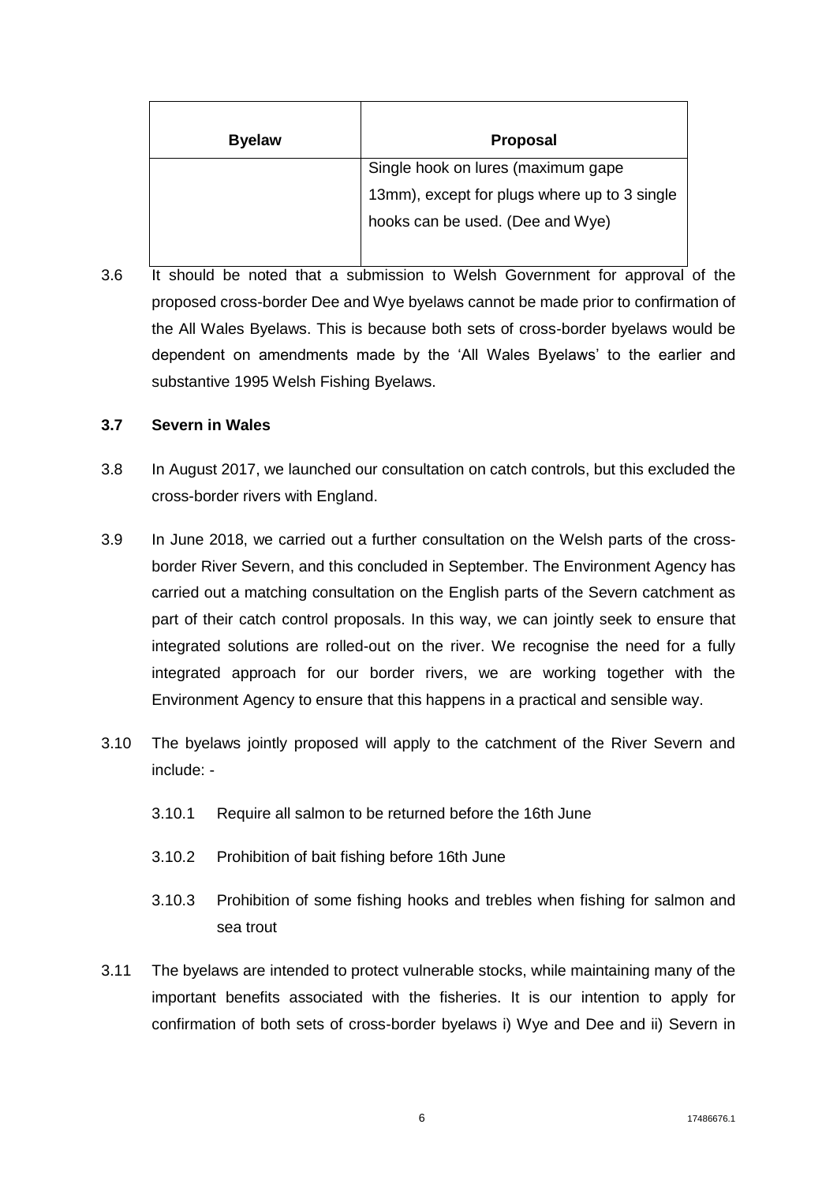| Byelaw | Proposal |
|---|---|
| | Single hook on lures (maximum gape 13mm), except for plugs where up to 3 single hooks can be used. (Dee and Wye) |

3.6 It should be noted that a submission to Welsh Government for approval of the proposed cross-border Dee and Wye byelaws cannot be made prior to confirmation of the All Wales Byelaws. This is because both sets of cross-border byelaws would be dependent on amendments made by the 'All Wales Byelaws' to the earlier and substantive 1995 Welsh Fishing Byelaws.

### 3.7 Severn in Wales

3.8 In August 2017, we launched our consultation on catch controls, but this excluded the cross-border rivers with England.

3.9 In June 2018, we carried out a further consultation on the Welsh parts of the cross-border River Severn, and this concluded in September. The Environment Agency has carried out a matching consultation on the English parts of the Severn catchment as part of their catch control proposals. In this way, we can jointly seek to ensure that integrated solutions are rolled-out on the river. We recognise the need for a fully integrated approach for our border rivers, we are working together with the Environment Agency to ensure that this happens in a practical and sensible way.

3.10 The byelaws jointly proposed will apply to the catchment of the River Severn and include: -

3.10.1 Require all salmon to be returned before the 16th June

3.10.2 Prohibition of bait fishing before 16th June

3.10.3 Prohibition of some fishing hooks and trebles when fishing for salmon and sea trout

3.11 The byelaws are intended to protect vulnerable stocks, while maintaining many of the important benefits associated with the fisheries. It is our intention to apply for confirmation of both sets of cross-border byelaws i) Wye and Dee and ii) Severn in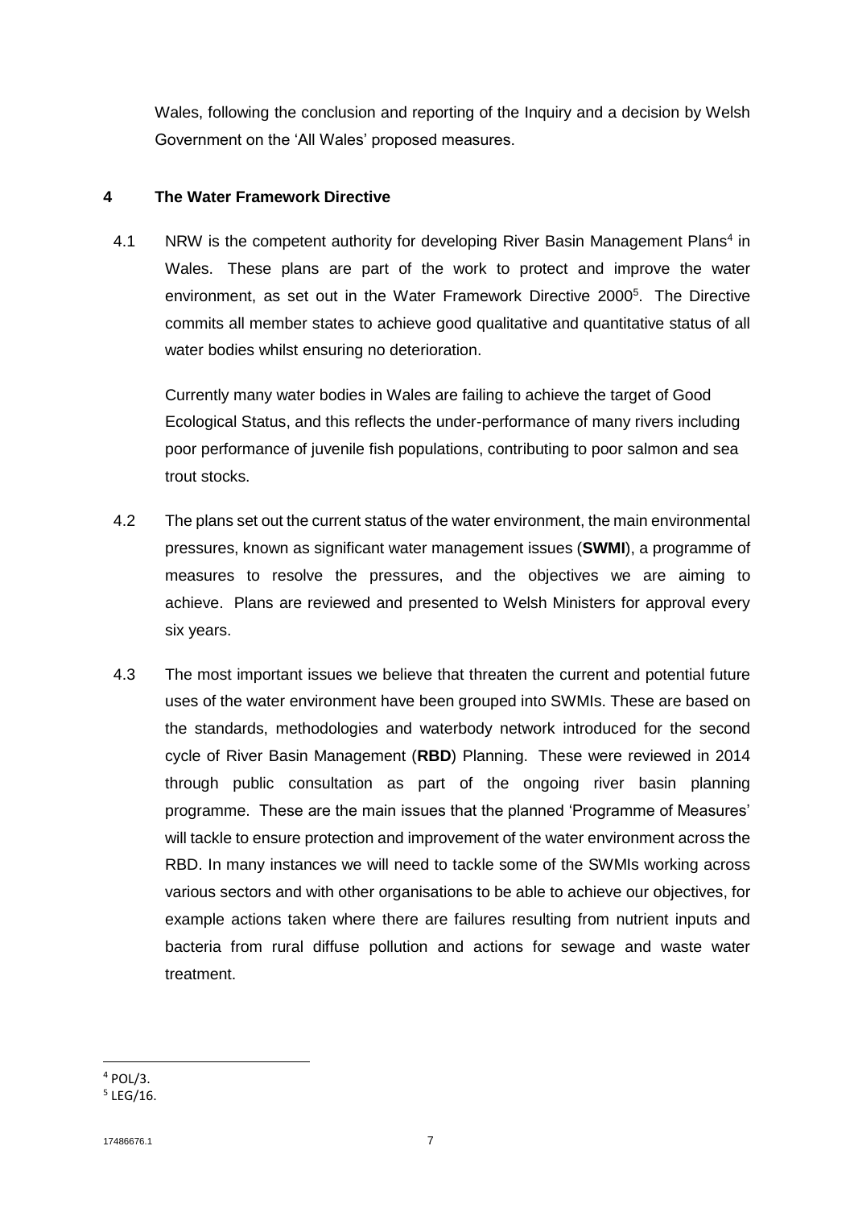Wales, following the conclusion and reporting of the Inquiry and a decision by Welsh Government on the 'All Wales' proposed measures.

## 4 The Water Framework Directive

4.1 NRW is the competent authority for developing River Basin Management Plans[4] in Wales. These plans are part of the work to protect and improve the water environment, as set out in the Water Framework Directive 2000[5]. The Directive commits all member states to achieve good qualitative and quantitative status of all water bodies whilst ensuring no deterioration.

Currently many water bodies in Wales are failing to achieve the target of Good Ecological Status, and this reflects the under-performance of many rivers including poor performance of juvenile fish populations, contributing to poor salmon and sea trout stocks.

4.2 The plans set out the current status of the water environment, the main environmental pressures, known as significant water management issues (**SWMI**), a programme of measures to resolve the pressures, and the objectives we are aiming to achieve. Plans are reviewed and presented to Welsh Ministers for approval every six years.

4.3 The most important issues we believe that threaten the current and potential future uses of the water environment have been grouped into SWMIs. These are based on the standards, methodologies and waterbody network introduced for the second cycle of River Basin Management (**RBD**) Planning. These were reviewed in 2014 through public consultation as part of the ongoing river basin planning programme. These are the main issues that the planned 'Programme of Measures' will tackle to ensure protection and improvement of the water environment across the RBD. In many instances we will need to tackle some of the SWMIs working across various sectors and with other organisations to be able to achieve our objectives, for example actions taken where there are failures resulting from nutrient inputs and bacteria from rural diffuse pollution and actions for sewage and waste water treatment.

---

[4] POL/3.

[5] LEG/16.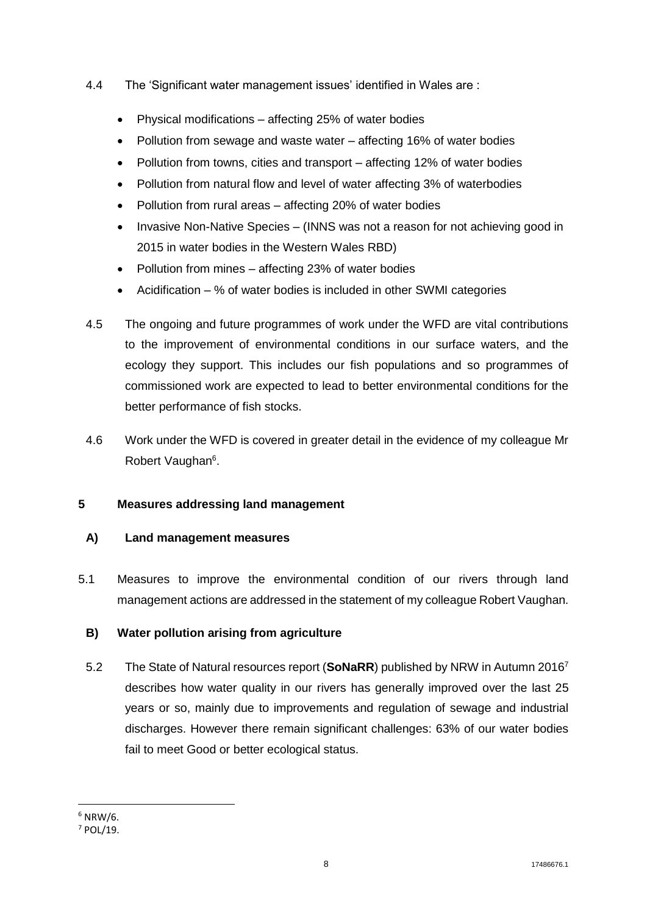4.4 The 'Significant water management issues' identified in Wales are :

- Physical modifications – affecting 25% of water bodies
- Pollution from sewage and waste water – affecting 16% of water bodies
- Pollution from towns, cities and transport – affecting 12% of water bodies
- Pollution from natural flow and level of water affecting 3% of waterbodies
- Pollution from rural areas – affecting 20% of water bodies
- Invasive Non-Native Species – (INNS was not a reason for not achieving good in 2015 in water bodies in the Western Wales RBD)
- Pollution from mines – affecting 23% of water bodies
- Acidification – % of water bodies is included in other SWMI categories

4.5 The ongoing and future programmes of work under the WFD are vital contributions to the improvement of environmental conditions in our surface waters, and the ecology they support. This includes our fish populations and so programmes of commissioned work are expected to lead to better environmental conditions for the better performance of fish stocks.

4.6 Work under the WFD is covered in greater detail in the evidence of my colleague Mr Robert Vaughan[6].

## 5 Measures addressing land management

### A) Land management measures

5.1 Measures to improve the environmental condition of our rivers through land management actions are addressed in the statement of my colleague Robert Vaughan.

### B) Water pollution arising from agriculture

5.2 The State of Natural resources report (**SoNaRR**) published by NRW in Autumn 2016[7] describes how water quality in our rivers has generally improved over the last 25 years or so, mainly due to improvements and regulation of sewage and industrial discharges. However there remain significant challenges: 63% of our water bodies fail to meet Good or better ecological status.

---

[6] NRW/6.

[7] POL/19.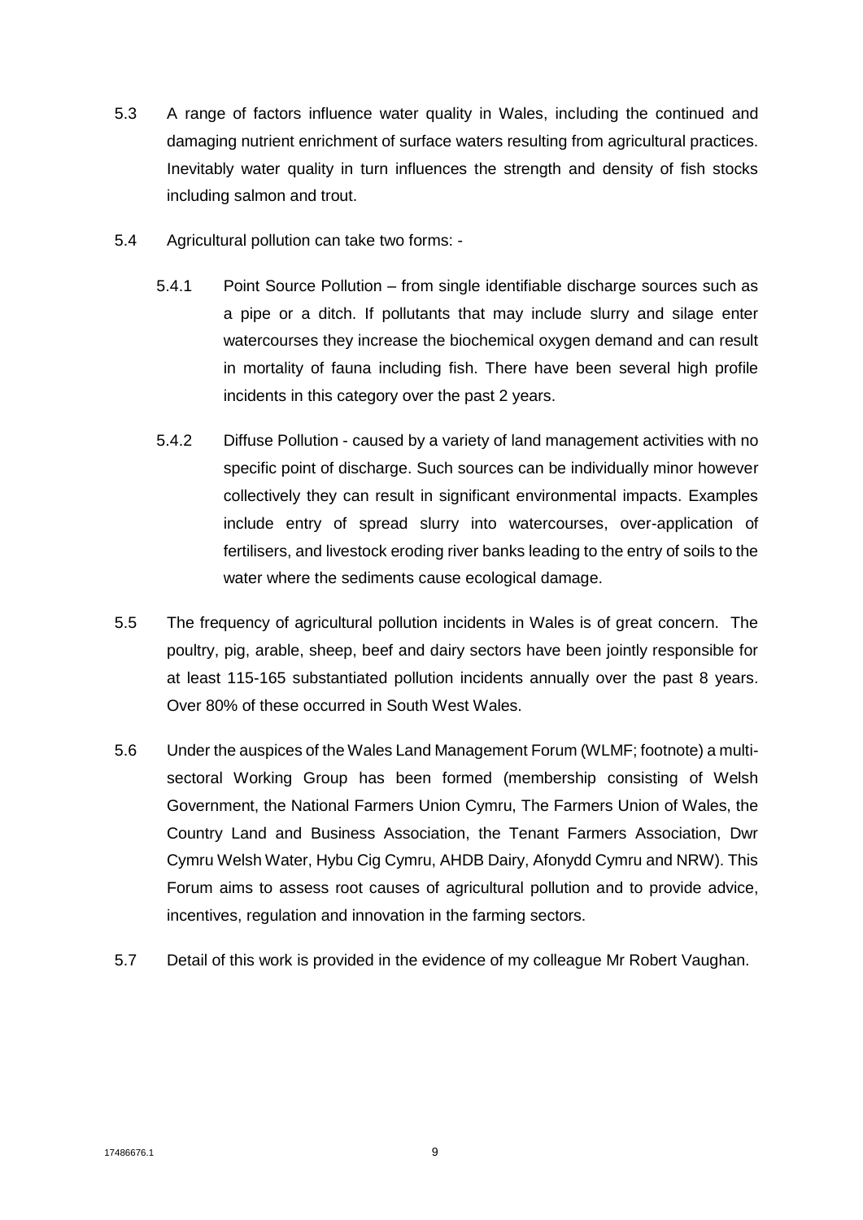5.3 A range of factors influence water quality in Wales, including the continued and damaging nutrient enrichment of surface waters resulting from agricultural practices. Inevitably water quality in turn influences the strength and density of fish stocks including salmon and trout.

5.4 Agricultural pollution can take two forms: -

> 5.4.1 Point Source Pollution – from single identifiable discharge sources such as a pipe or a ditch. If pollutants that may include slurry and silage enter watercourses they increase the biochemical oxygen demand and can result in mortality of fauna including fish. There have been several high profile incidents in this category over the past 2 years.
>
> 5.4.2 Diffuse Pollution - caused by a variety of land management activities with no specific point of discharge. Such sources can be individually minor however collectively they can result in significant environmental impacts. Examples include entry of spread slurry into watercourses, over-application of fertilisers, and livestock eroding river banks leading to the entry of soils to the water where the sediments cause ecological damage.

5.5 The frequency of agricultural pollution incidents in Wales is of great concern. The poultry, pig, arable, sheep, beef and dairy sectors have been jointly responsible for at least 115-165 substantiated pollution incidents annually over the past 8 years. Over 80% of these occurred in South West Wales.

5.6 Under the auspices of the Wales Land Management Forum (WLMF; footnote) a multi-sectoral Working Group has been formed (membership consisting of Welsh Government, the National Farmers Union Cymru, The Farmers Union of Wales, the Country Land and Business Association, the Tenant Farmers Association, Dwr Cymru Welsh Water, Hybu Cig Cymru, AHDB Dairy, Afonydd Cymru and NRW). This Forum aims to assess root causes of agricultural pollution and to provide advice, incentives, regulation and innovation in the farming sectors.

5.7 Detail of this work is provided in the evidence of my colleague Mr Robert Vaughan.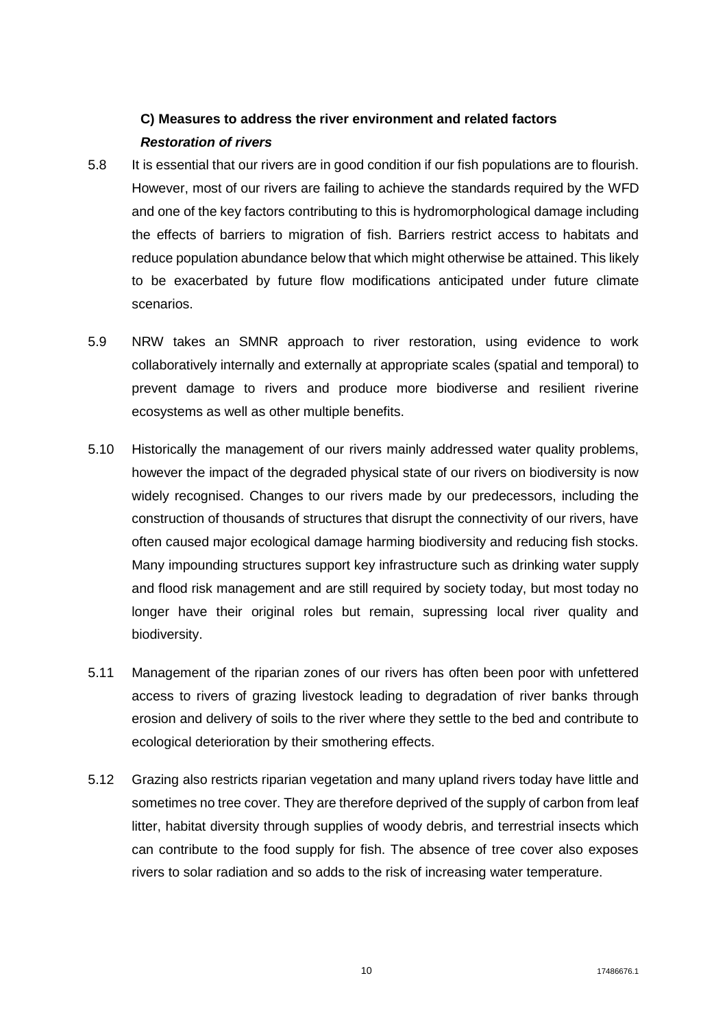### C) Measures to address the river environment and related factors

#### *Restoration of rivers*

5.8 It is essential that our rivers are in good condition if our fish populations are to flourish. However, most of our rivers are failing to achieve the standards required by the WFD and one of the key factors contributing to this is hydromorphological damage including the effects of barriers to migration of fish. Barriers restrict access to habitats and reduce population abundance below that which might otherwise be attained. This likely to be exacerbated by future flow modifications anticipated under future climate scenarios.

5.9 NRW takes an SMNR approach to river restoration, using evidence to work collaboratively internally and externally at appropriate scales (spatial and temporal) to prevent damage to rivers and produce more biodiverse and resilient riverine ecosystems as well as other multiple benefits.

5.10 Historically the management of our rivers mainly addressed water quality problems, however the impact of the degraded physical state of our rivers on biodiversity is now widely recognised. Changes to our rivers made by our predecessors, including the construction of thousands of structures that disrupt the connectivity of our rivers, have often caused major ecological damage harming biodiversity and reducing fish stocks. Many impounding structures support key infrastructure such as drinking water supply and flood risk management and are still required by society today, but most today no longer have their original roles but remain, supressing local river quality and biodiversity.

5.11 Management of the riparian zones of our rivers has often been poor with unfettered access to rivers of grazing livestock leading to degradation of river banks through erosion and delivery of soils to the river where they settle to the bed and contribute to ecological deterioration by their smothering effects.

5.12 Grazing also restricts riparian vegetation and many upland rivers today have little and sometimes no tree cover. They are therefore deprived of the supply of carbon from leaf litter, habitat diversity through supplies of woody debris, and terrestrial insects which can contribute to the food supply for fish. The absence of tree cover also exposes rivers to solar radiation and so adds to the risk of increasing water temperature.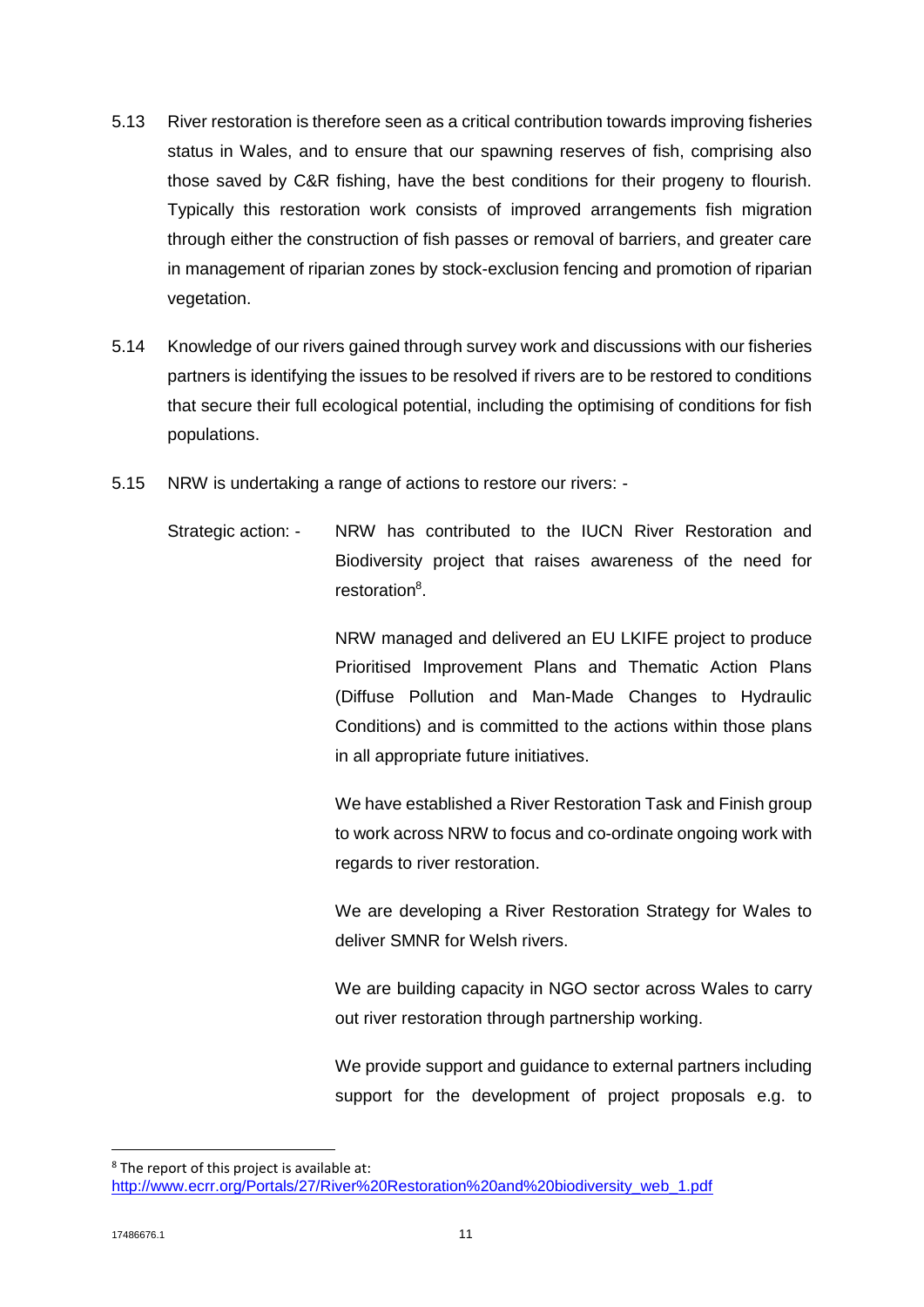5.13 River restoration is therefore seen as a critical contribution towards improving fisheries status in Wales, and to ensure that our spawning reserves of fish, comprising also those saved by C&R fishing, have the best conditions for their progeny to flourish. Typically this restoration work consists of improved arrangements fish migration through either the construction of fish passes or removal of barriers, and greater care in management of riparian zones by stock-exclusion fencing and promotion of riparian vegetation.

5.14 Knowledge of our rivers gained through survey work and discussions with our fisheries partners is identifying the issues to be resolved if rivers are to be restored to conditions that secure their full ecological potential, including the optimising of conditions for fish populations.

5.15 NRW is undertaking a range of actions to restore our rivers: -

Strategic action: - NRW has contributed to the IUCN River Restoration and Biodiversity project that raises awareness of the need for restoration[8].

NRW managed and delivered an EU LKIFE project to produce Prioritised Improvement Plans and Thematic Action Plans (Diffuse Pollution and Man-Made Changes to Hydraulic Conditions) and is committed to the actions within those plans in all appropriate future initiatives.

We have established a River Restoration Task and Finish group to work across NRW to focus and co-ordinate ongoing work with regards to river restoration.

We are developing a River Restoration Strategy for Wales to deliver SMNR for Welsh rivers.

We are building capacity in NGO sector across Wales to carry out river restoration through partnership working.

We provide support and guidance to external partners including support for the development of project proposals e.g. to

---

[8] The report of this project is available at: http://www.ecrr.org/Portals/27/River%20Restoration%20and%20biodiversity_web_1.pdf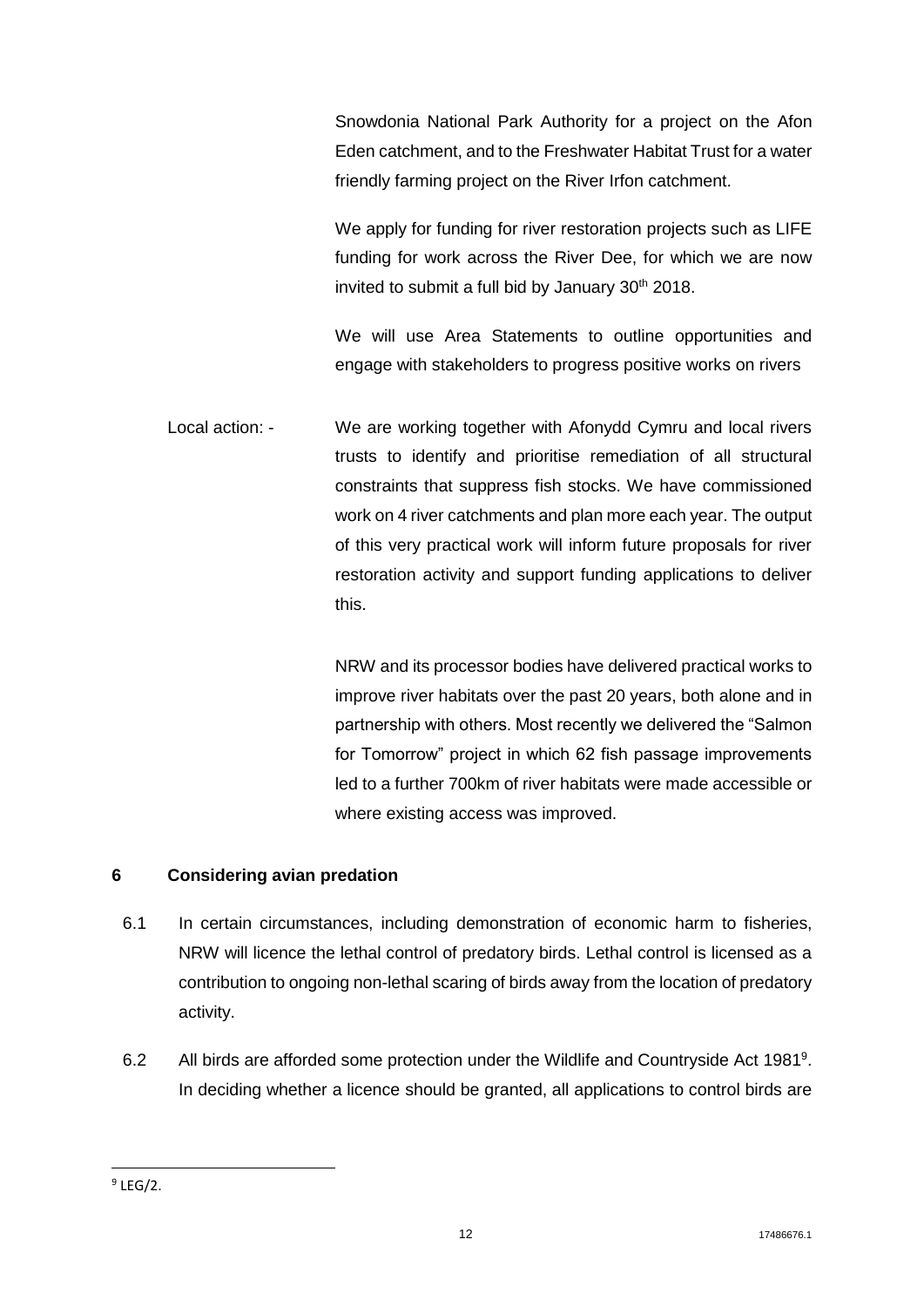Snowdonia National Park Authority for a project on the Afon Eden catchment, and to the Freshwater Habitat Trust for a water friendly farming project on the River Irfon catchment.

We apply for funding for river restoration projects such as LIFE funding for work across the River Dee, for which we are now invited to submit a full bid by January 30th 2018.

We will use Area Statements to outline opportunities and engage with stakeholders to progress positive works on rivers

Local action: - We are working together with Afonydd Cymru and local rivers trusts to identify and prioritise remediation of all structural constraints that suppress fish stocks. We have commissioned work on 4 river catchments and plan more each year. The output of this very practical work will inform future proposals for river restoration activity and support funding applications to deliver this.

NRW and its processor bodies have delivered practical works to improve river habitats over the past 20 years, both alone and in partnership with others. Most recently we delivered the "Salmon for Tomorrow" project in which 62 fish passage improvements led to a further 700km of river habitats were made accessible or where existing access was improved.

## 6 Considering avian predation

6.1 In certain circumstances, including demonstration of economic harm to fisheries, NRW will licence the lethal control of predatory birds. Lethal control is licensed as a contribution to ongoing non-lethal scaring of birds away from the location of predatory activity.

6.2 All birds are afforded some protection under the Wildlife and Countryside Act 1981[9]. In deciding whether a licence should be granted, all applications to control birds are

[9] LEG/2.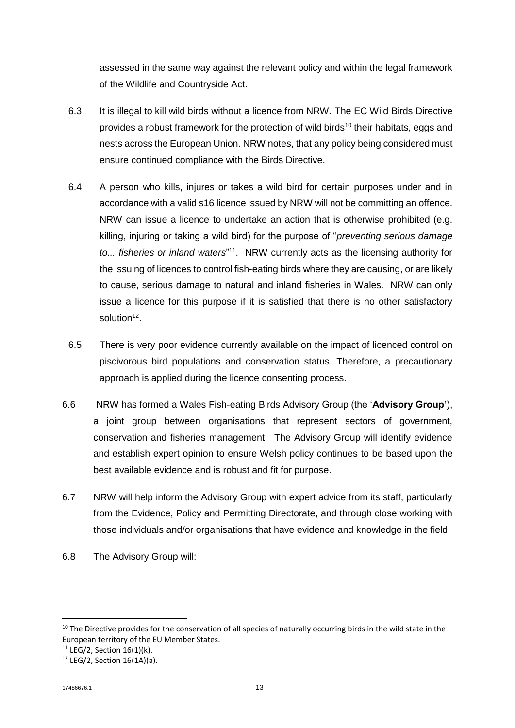assessed in the same way against the relevant policy and within the legal framework of the Wildlife and Countryside Act.

6.3 It is illegal to kill wild birds without a licence from NRW. The EC Wild Birds Directive provides a robust framework for the protection of wild birds[10] their habitats, eggs and nests across the European Union. NRW notes, that any policy being considered must ensure continued compliance with the Birds Directive.

6.4 A person who kills, injures or takes a wild bird for certain purposes under and in accordance with a valid s16 licence issued by NRW will not be committing an offence. NRW can issue a licence to undertake an action that is otherwise prohibited (e.g. killing, injuring or taking a wild bird) for the purpose of "*preventing serious damage to... fisheries or inland waters*"[11]. NRW currently acts as the licensing authority for the issuing of licences to control fish-eating birds where they are causing, or are likely to cause, serious damage to natural and inland fisheries in Wales. NRW can only issue a licence for this purpose if it is satisfied that there is no other satisfactory solution[12].

6.5 There is very poor evidence currently available on the impact of licenced control on piscivorous bird populations and conservation status. Therefore, a precautionary approach is applied during the licence consenting process.

6.6 NRW has formed a Wales Fish-eating Birds Advisory Group (the '**Advisory Group'**), a joint group between organisations that represent sectors of government, conservation and fisheries management. The Advisory Group will identify evidence and establish expert opinion to ensure Welsh policy continues to be based upon the best available evidence and is robust and fit for purpose.

6.7 NRW will help inform the Advisory Group with expert advice from its staff, particularly from the Evidence, Policy and Permitting Directorate, and through close working with those individuals and/or organisations that have evidence and knowledge in the field.

6.8 The Advisory Group will:

---

[10] The Directive provides for the conservation of all species of naturally occurring birds in the wild state in the European territory of the EU Member States.

[11] LEG/2, Section 16(1)(k).

[12] LEG/2, Section 16(1A)(a).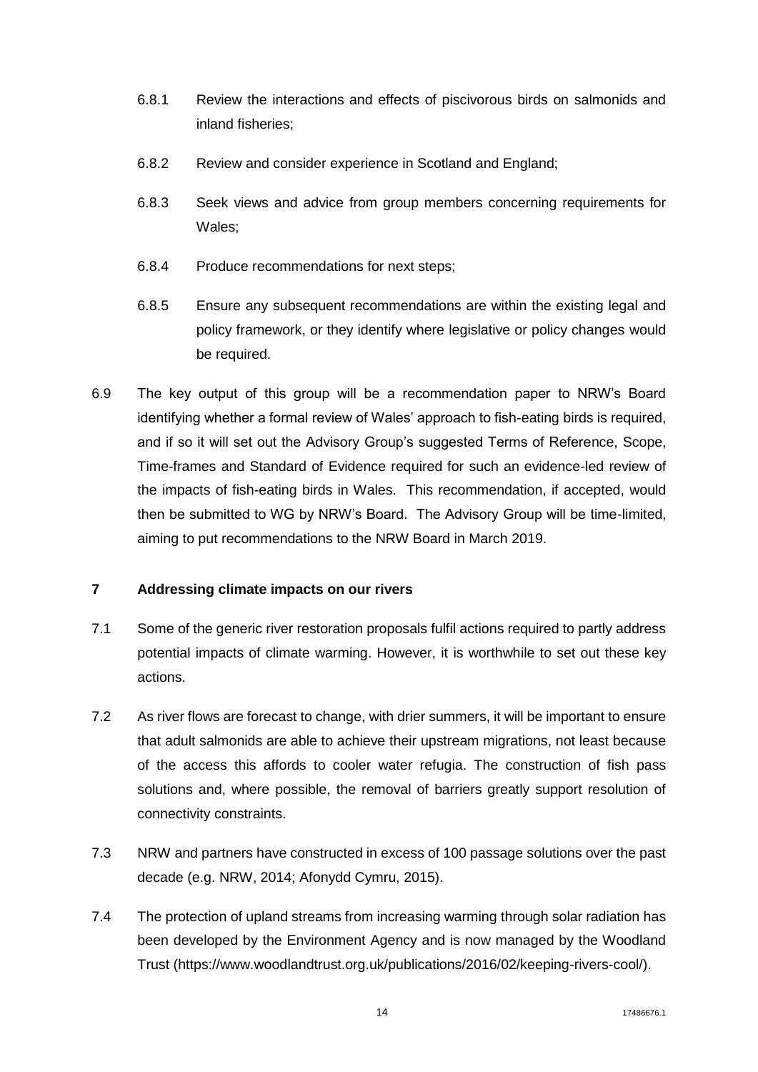6.8.1 Review the interactions and effects of piscivorous birds on salmonids and inland fisheries;

6.8.2 Review and consider experience in Scotland and England;

6.8.3 Seek views and advice from group members concerning requirements for Wales;

6.8.4 Produce recommendations for next steps;

6.8.5 Ensure any subsequent recommendations are within the existing legal and policy framework, or they identify where legislative or policy changes would be required.

6.9 The key output of this group will be a recommendation paper to NRW's Board identifying whether a formal review of Wales' approach to fish-eating birds is required, and if so it will set out the Advisory Group's suggested Terms of Reference, Scope, Time-frames and Standard of Evidence required for such an evidence-led review of the impacts of fish-eating birds in Wales. This recommendation, if accepted, would then be submitted to WG by NRW's Board. The Advisory Group will be time-limited, aiming to put recommendations to the NRW Board in March 2019.

## 7 Addressing climate impacts on our rivers

7.1 Some of the generic river restoration proposals fulfil actions required to partly address potential impacts of climate warming. However, it is worthwhile to set out these key actions.

7.2 As river flows are forecast to change, with drier summers, it will be important to ensure that adult salmonids are able to achieve their upstream migrations, not least because of the access this affords to cooler water refugia. The construction of fish pass solutions and, where possible, the removal of barriers greatly support resolution of connectivity constraints.

7.3 NRW and partners have constructed in excess of 100 passage solutions over the past decade (e.g. NRW, 2014; Afonydd Cymru, 2015).

7.4 The protection of upland streams from increasing warming through solar radiation has been developed by the Environment Agency and is now managed by the Woodland Trust (https://www.woodlandtrust.org.uk/publications/2016/02/keeping-rivers-cool/).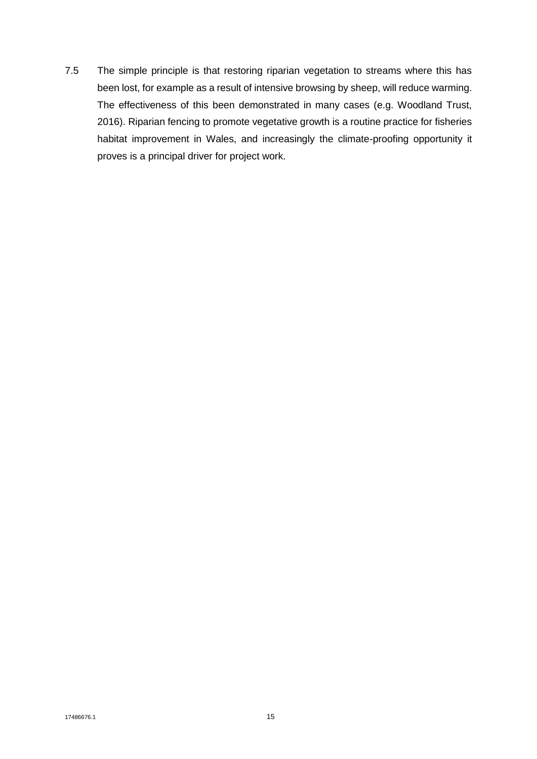7.5 The simple principle is that restoring riparian vegetation to streams where this has been lost, for example as a result of intensive browsing by sheep, will reduce warming. The effectiveness of this been demonstrated in many cases (e.g. Woodland Trust, 2016). Riparian fencing to promote vegetative growth is a routine practice for fisheries habitat improvement in Wales, and increasingly the climate-proofing opportunity it proves is a principal driver for project work.